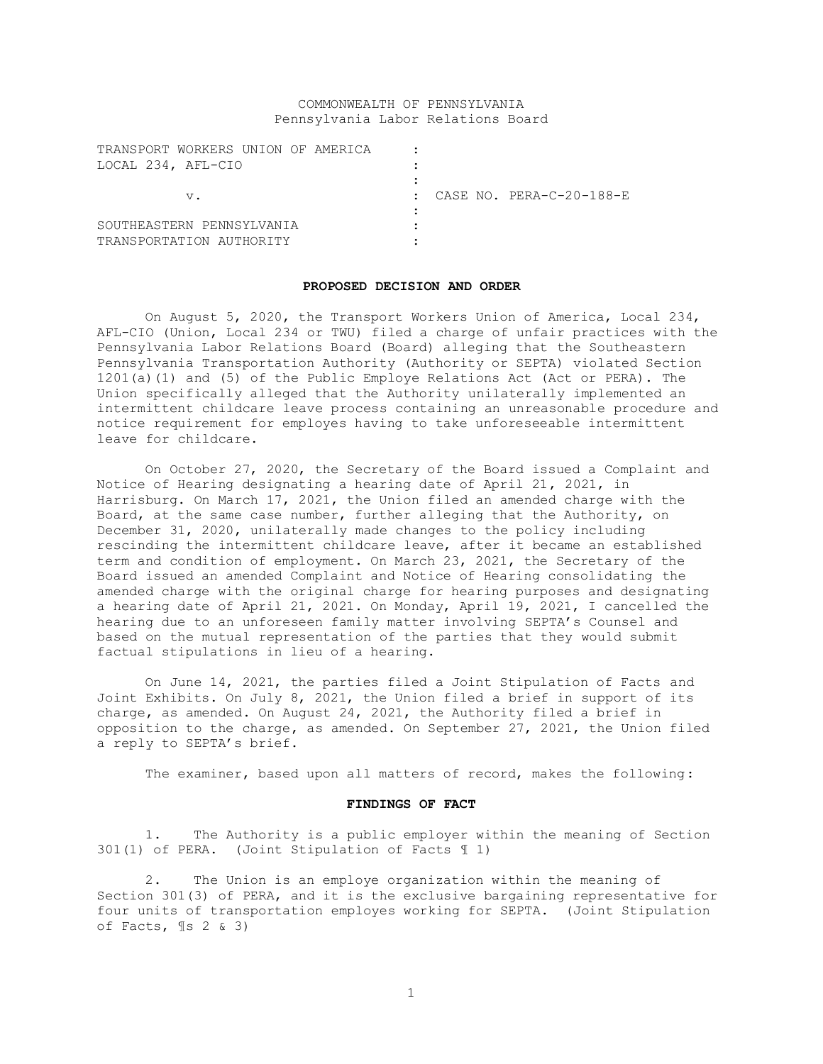COMMONWEALTH OF PENNSYLVANIA
Pennsylvania Labor Relations Board

| | |
|---|---|
| TRANSPORT WORKERS UNION OF AMERICA LOCAL 234, AFL-CIO | : |
| | : |
| v. | : CASE NO. PERA-C-20-188-E |
| | : |
| SOUTHEASTERN PENNSYLVANIA TRANSPORTATION AUTHORITY | : |

**PROPOSED DECISION AND ORDER**

On August 5, 2020, the Transport Workers Union of America, Local 234, AFL-CIO (Union, Local 234 or TWU) filed a charge of unfair practices with the Pennsylvania Labor Relations Board (Board) alleging that the Southeastern Pennsylvania Transportation Authority (Authority or SEPTA) violated Section 1201(a)(1) and (5) of the Public Employe Relations Act (Act or PERA). The Union specifically alleged that the Authority unilaterally implemented an intermittent childcare leave process containing an unreasonable procedure and notice requirement for employes having to take unforeseeable intermittent leave for childcare.

On October 27, 2020, the Secretary of the Board issued a Complaint and Notice of Hearing designating a hearing date of April 21, 2021, in Harrisburg. On March 17, 2021, the Union filed an amended charge with the Board, at the same case number, further alleging that the Authority, on December 31, 2020, unilaterally made changes to the policy including rescinding the intermittent childcare leave, after it became an established term and condition of employment. On March 23, 2021, the Secretary of the Board issued an amended Complaint and Notice of Hearing consolidating the amended charge with the original charge for hearing purposes and designating a hearing date of April 21, 2021. On Monday, April 19, 2021, I cancelled the hearing due to an unforeseen family matter involving SEPTA's Counsel and based on the mutual representation of the parties that they would submit factual stipulations in lieu of a hearing.

On June 14, 2021, the parties filed a Joint Stipulation of Facts and Joint Exhibits. On July 8, 2021, the Union filed a brief in support of its charge, as amended. On August 24, 2021, the Authority filed a brief in opposition to the charge, as amended. On September 27, 2021, the Union filed a reply to SEPTA's brief.

The examiner, based upon all matters of record, makes the following:

**FINDINGS OF FACT**

1. The Authority is a public employer within the meaning of Section 301(1) of PERA. (Joint Stipulation of Facts ¶ 1)

2. The Union is an employe organization within the meaning of Section 301(3) of PERA, and it is the exclusive bargaining representative for four units of transportation employes working for SEPTA. (Joint Stipulation of Facts, ¶s 2 & 3)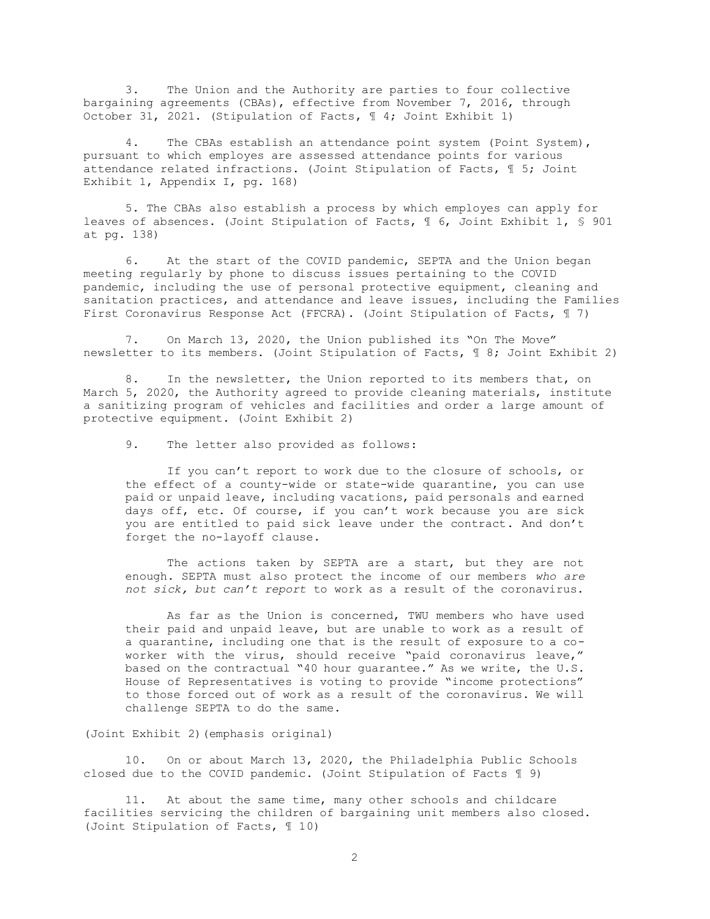3. The Union and the Authority are parties to four collective bargaining agreements (CBAs), effective from November 7, 2016, through October 31, 2021. (Stipulation of Facts, ¶ 4; Joint Exhibit 1)

4. The CBAs establish an attendance point system (Point System), pursuant to which employes are assessed attendance points for various attendance related infractions. (Joint Stipulation of Facts, ¶ 5; Joint Exhibit 1, Appendix I, pg. 168)

5. The CBAs also establish a process by which employes can apply for leaves of absences. (Joint Stipulation of Facts, ¶ 6, Joint Exhibit 1, § 901 at pg. 138)

6. At the start of the COVID pandemic, SEPTA and the Union began meeting regularly by phone to discuss issues pertaining to the COVID pandemic, including the use of personal protective equipment, cleaning and sanitation practices, and attendance and leave issues, including the Families First Coronavirus Response Act (FFCRA). (Joint Stipulation of Facts, ¶ 7)

7. On March 13, 2020, the Union published its "On The Move" newsletter to its members. (Joint Stipulation of Facts, ¶ 8; Joint Exhibit 2)

8. In the newsletter, the Union reported to its members that, on March 5, 2020, the Authority agreed to provide cleaning materials, institute a sanitizing program of vehicles and facilities and order a large amount of protective equipment. (Joint Exhibit 2)

9. The letter also provided as follows:

> If you can't report to work due to the closure of schools, or the effect of a county-wide or state-wide quarantine, you can use paid or unpaid leave, including vacations, paid personals and earned days off, etc. Of course, if you can't work because you are sick you are entitled to paid sick leave under the contract. And don't forget the no-layoff clause.
>
> The actions taken by SEPTA are a start, but they are not enough. SEPTA must also protect the income of our members *who are not sick, but can't report* to work as a result of the coronavirus.
>
> As far as the Union is concerned, TWU members who have used their paid and unpaid leave, but are unable to work as a result of a quarantine, including one that is the result of exposure to a co-worker with the virus, should receive "paid coronavirus leave," based on the contractual "40 hour guarantee." As we write, the U.S. House of Representatives is voting to provide "income protections" to those forced out of work as a result of the coronavirus. We will challenge SEPTA to do the same.

(Joint Exhibit 2)(emphasis original)

10. On or about March 13, 2020, the Philadelphia Public Schools closed due to the COVID pandemic. (Joint Stipulation of Facts ¶ 9)

11. At about the same time, many other schools and childcare facilities servicing the children of bargaining unit members also closed. (Joint Stipulation of Facts, ¶ 10)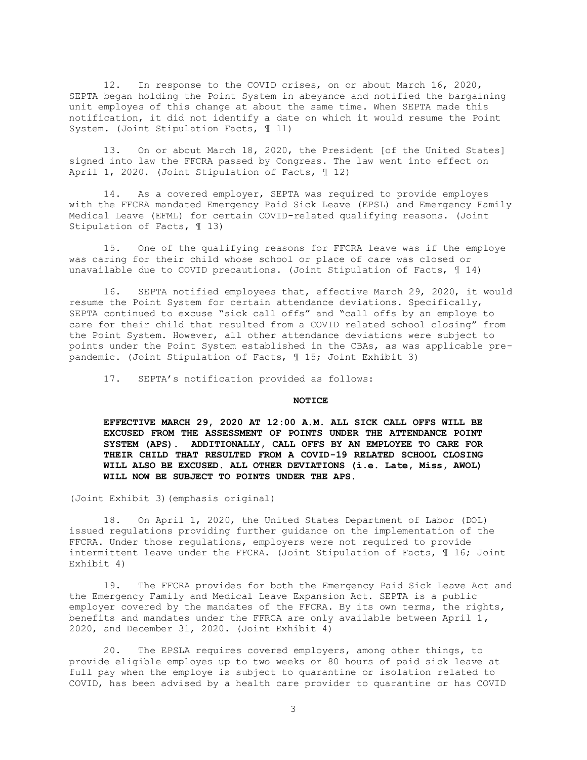12. In response to the COVID crises, on or about March 16, 2020, SEPTA began holding the Point System in abeyance and notified the bargaining unit employes of this change at about the same time. When SEPTA made this notification, it did not identify a date on which it would resume the Point System. (Joint Stipulation Facts, ¶ 11)

13. On or about March 18, 2020, the President [of the United States] signed into law the FFCRA passed by Congress. The law went into effect on April 1, 2020. (Joint Stipulation of Facts, ¶ 12)

14. As a covered employer, SEPTA was required to provide employes with the FFCRA mandated Emergency Paid Sick Leave (EPSL) and Emergency Family Medical Leave (EFML) for certain COVID-related qualifying reasons. (Joint Stipulation of Facts, ¶ 13)

15. One of the qualifying reasons for FFCRA leave was if the employe was caring for their child whose school or place of care was closed or unavailable due to COVID precautions. (Joint Stipulation of Facts, ¶ 14)

16. SEPTA notified employees that, effective March 29, 2020, it would resume the Point System for certain attendance deviations. Specifically, SEPTA continued to excuse "sick call offs" and "call offs by an employe to care for their child that resulted from a COVID related school closing" from the Point System. However, all other attendance deviations were subject to points under the Point System established in the CBAs, as was applicable pre-pandemic. (Joint Stipulation of Facts, ¶ 15; Joint Exhibit 3)

17. SEPTA's notification provided as follows:

**NOTICE**

> **EFFECTIVE MARCH 29, 2020 AT 12:00 A.M. ALL SICK CALL OFFS WILL BE EXCUSED FROM THE ASSESSMENT OF POINTS UNDER THE ATTENDANCE POINT SYSTEM (APS). ADDITIONALLY, CALL OFFS BY AN EMPLOYEE TO CARE FOR THEIR CHILD THAT RESULTED FROM A COVID-19 RELATED SCHOOL CLOSING WILL ALSO BE EXCUSED. ALL OTHER DEVIATIONS (i.e. Late, Miss, AWOL) WILL NOW BE SUBJECT TO POINTS UNDER THE APS.**

(Joint Exhibit 3)(emphasis original)

18. On April 1, 2020, the United States Department of Labor (DOL) issued regulations providing further guidance on the implementation of the FFCRA. Under those regulations, employers were not required to provide intermittent leave under the FFCRA. (Joint Stipulation of Facts, ¶ 16; Joint Exhibit 4)

19. The FFCRA provides for both the Emergency Paid Sick Leave Act and the Emergency Family and Medical Leave Expansion Act. SEPTA is a public employer covered by the mandates of the FFCRA. By its own terms, the rights, benefits and mandates under the FFRCA are only available between April 1, 2020, and December 31, 2020. (Joint Exhibit 4)

20. The EPSLA requires covered employers, among other things, to provide eligible employes up to two weeks or 80 hours of paid sick leave at full pay when the employe is subject to quarantine or isolation related to COVID, has been advised by a health care provider to quarantine or has COVID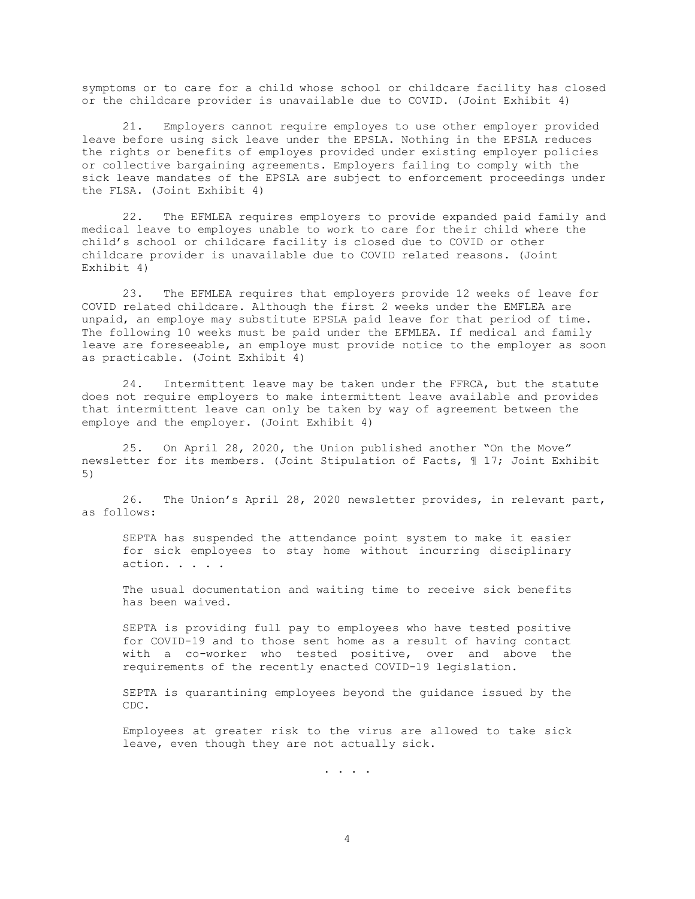symptoms or to care for a child whose school or childcare facility has closed or the childcare provider is unavailable due to COVID. (Joint Exhibit 4)

21. Employers cannot require employes to use other employer provided leave before using sick leave under the EPSLA. Nothing in the EPSLA reduces the rights or benefits of employes provided under existing employer policies or collective bargaining agreements. Employers failing to comply with the sick leave mandates of the EPSLA are subject to enforcement proceedings under the FLSA. (Joint Exhibit 4)

22. The EFMLEA requires employers to provide expanded paid family and medical leave to employes unable to work to care for their child where the child's school or childcare facility is closed due to COVID or other childcare provider is unavailable due to COVID related reasons. (Joint Exhibit 4)

23. The EFMLEA requires that employers provide 12 weeks of leave for COVID related childcare. Although the first 2 weeks under the EMFLEA are unpaid, an employe may substitute EPSLA paid leave for that period of time. The following 10 weeks must be paid under the EFMLEA. If medical and family leave are foreseeable, an employe must provide notice to the employer as soon as practicable. (Joint Exhibit 4)

24. Intermittent leave may be taken under the FFRCA, but the statute does not require employers to make intermittent leave available and provides that intermittent leave can only be taken by way of agreement between the employe and the employer. (Joint Exhibit 4)

25. On April 28, 2020, the Union published another "On the Move" newsletter for its members. (Joint Stipulation of Facts, ¶ 17; Joint Exhibit 5)

26. The Union's April 28, 2020 newsletter provides, in relevant part, as follows:

> SEPTA has suspended the attendance point system to make it easier for sick employees to stay home without incurring disciplinary action. . . . .
>
> The usual documentation and waiting time to receive sick benefits has been waived.
>
> SEPTA is providing full pay to employees who have tested positive for COVID-19 and to those sent home as a result of having contact with a co-worker who tested positive, over and above the requirements of the recently enacted COVID-19 legislation.
>
> SEPTA is quarantining employees beyond the guidance issued by the CDC.
>
> Employees at greater risk to the virus are allowed to take sick leave, even though they are not actually sick.
>
> . . . .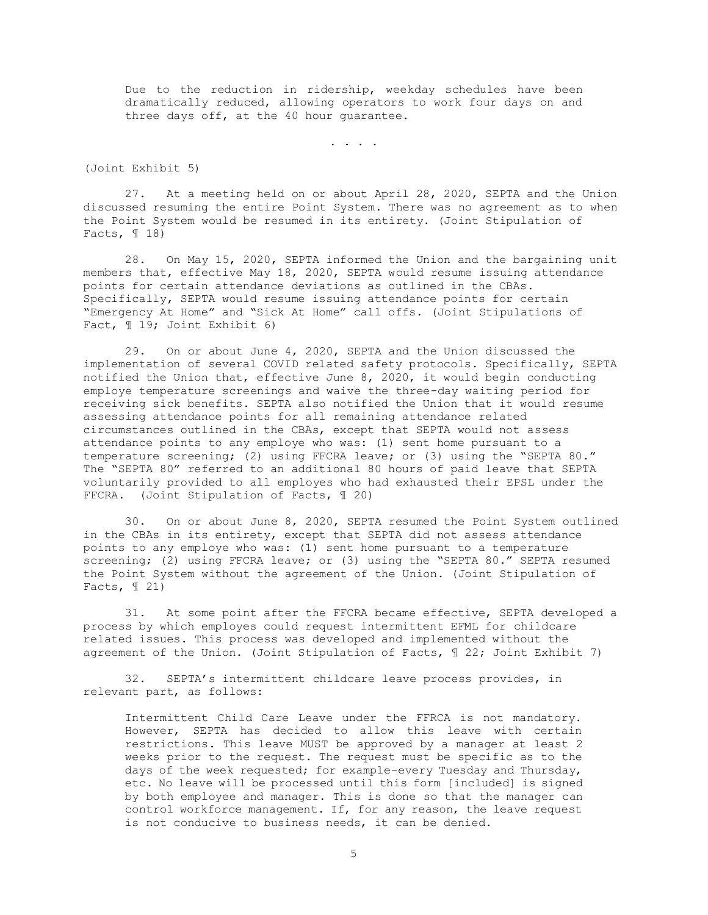> Due to the reduction in ridership, weekday schedules have been dramatically reduced, allowing operators to work four days on and three days off, at the 40 hour guarantee.
>
> . . . .

(Joint Exhibit 5)

27. At a meeting held on or about April 28, 2020, SEPTA and the Union discussed resuming the entire Point System. There was no agreement as to when the Point System would be resumed in its entirety. (Joint Stipulation of Facts, ¶ 18)

28. On May 15, 2020, SEPTA informed the Union and the bargaining unit members that, effective May 18, 2020, SEPTA would resume issuing attendance points for certain attendance deviations as outlined in the CBAs. Specifically, SEPTA would resume issuing attendance points for certain "Emergency At Home" and "Sick At Home" call offs. (Joint Stipulations of Fact, ¶ 19; Joint Exhibit 6)

29. On or about June 4, 2020, SEPTA and the Union discussed the implementation of several COVID related safety protocols. Specifically, SEPTA notified the Union that, effective June 8, 2020, it would begin conducting employe temperature screenings and waive the three-day waiting period for receiving sick benefits. SEPTA also notified the Union that it would resume assessing attendance points for all remaining attendance related circumstances outlined in the CBAs, except that SEPTA would not assess attendance points to any employe who was: (1) sent home pursuant to a temperature screening; (2) using FFCRA leave; or (3) using the "SEPTA 80." The "SEPTA 80" referred to an additional 80 hours of paid leave that SEPTA voluntarily provided to all employes who had exhausted their EPSL under the FFCRA. (Joint Stipulation of Facts, ¶ 20)

30. On or about June 8, 2020, SEPTA resumed the Point System outlined in the CBAs in its entirety, except that SEPTA did not assess attendance points to any employe who was: (1) sent home pursuant to a temperature screening; (2) using FFCRA leave; or (3) using the "SEPTA 80." SEPTA resumed the Point System without the agreement of the Union. (Joint Stipulation of Facts, ¶ 21)

31. At some point after the FFCRA became effective, SEPTA developed a process by which employes could request intermittent EFML for childcare related issues. This process was developed and implemented without the agreement of the Union. (Joint Stipulation of Facts, ¶ 22; Joint Exhibit 7)

32. SEPTA's intermittent childcare leave process provides, in relevant part, as follows:

> Intermittent Child Care Leave under the FFRCA is not mandatory. However, SEPTA has decided to allow this leave with certain restrictions. This leave MUST be approved by a manager at least 2 weeks prior to the request. The request must be specific as to the days of the week requested; for example-every Tuesday and Thursday, etc. No leave will be processed until this form [included] is signed by both employee and manager. This is done so that the manager can control workforce management. If, for any reason, the leave request is not conducive to business needs, it can be denied.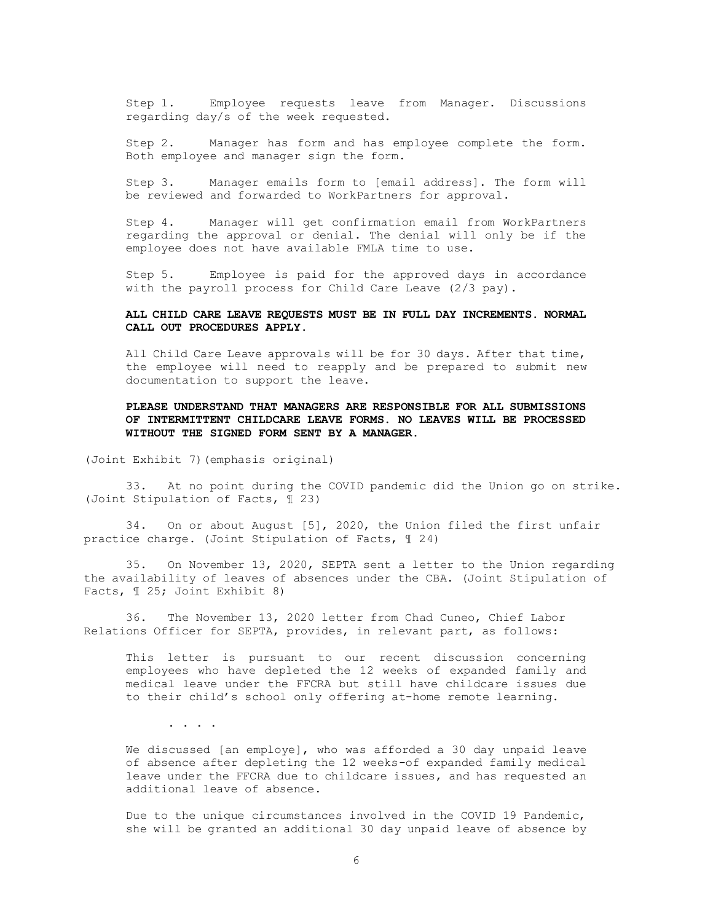> Step 1. Employee requests leave from Manager. Discussions regarding day/s of the week requested.
>
> Step 2. Manager has form and has employee complete the form. Both employee and manager sign the form.
>
> Step 3. Manager emails form to [email address]. The form will be reviewed and forwarded to WorkPartners for approval.
>
> Step 4. Manager will get confirmation email from WorkPartners regarding the approval or denial. The denial will only be if the employee does not have available FMLA time to use.
>
> Step 5. Employee is paid for the approved days in accordance with the payroll process for Child Care Leave (2/3 pay).
>
> **ALL CHILD CARE LEAVE REQUESTS MUST BE IN FULL DAY INCREMENTS. NORMAL CALL OUT PROCEDURES APPLY.**
>
> All Child Care Leave approvals will be for 30 days. After that time, the employee will need to reapply and be prepared to submit new documentation to support the leave.
>
> **PLEASE UNDERSTAND THAT MANAGERS ARE RESPONSIBLE FOR ALL SUBMISSIONS OF INTERMITTENT CHILDCARE LEAVE FORMS. NO LEAVES WILL BE PROCESSED WITHOUT THE SIGNED FORM SENT BY A MANAGER.**

(Joint Exhibit 7)(emphasis original)

33. At no point during the COVID pandemic did the Union go on strike. (Joint Stipulation of Facts, ¶ 23)

34. On or about August [5], 2020, the Union filed the first unfair practice charge. (Joint Stipulation of Facts, ¶ 24)

35. On November 13, 2020, SEPTA sent a letter to the Union regarding the availability of leaves of absences under the CBA. (Joint Stipulation of Facts, ¶ 25; Joint Exhibit 8)

36. The November 13, 2020 letter from Chad Cuneo, Chief Labor Relations Officer for SEPTA, provides, in relevant part, as follows:

> This letter is pursuant to our recent discussion concerning employees who have depleted the 12 weeks of expanded family and medical leave under the FFCRA but still have childcare issues due to their child's school only offering at-home remote learning.
>
> . . . .
>
> We discussed [an employe], who was afforded a 30 day unpaid leave of absence after depleting the 12 weeks-of expanded family medical leave under the FFCRA due to childcare issues, and has requested an additional leave of absence.
>
> Due to the unique circumstances involved in the COVID 19 Pandemic, she will be granted an additional 30 day unpaid leave of absence by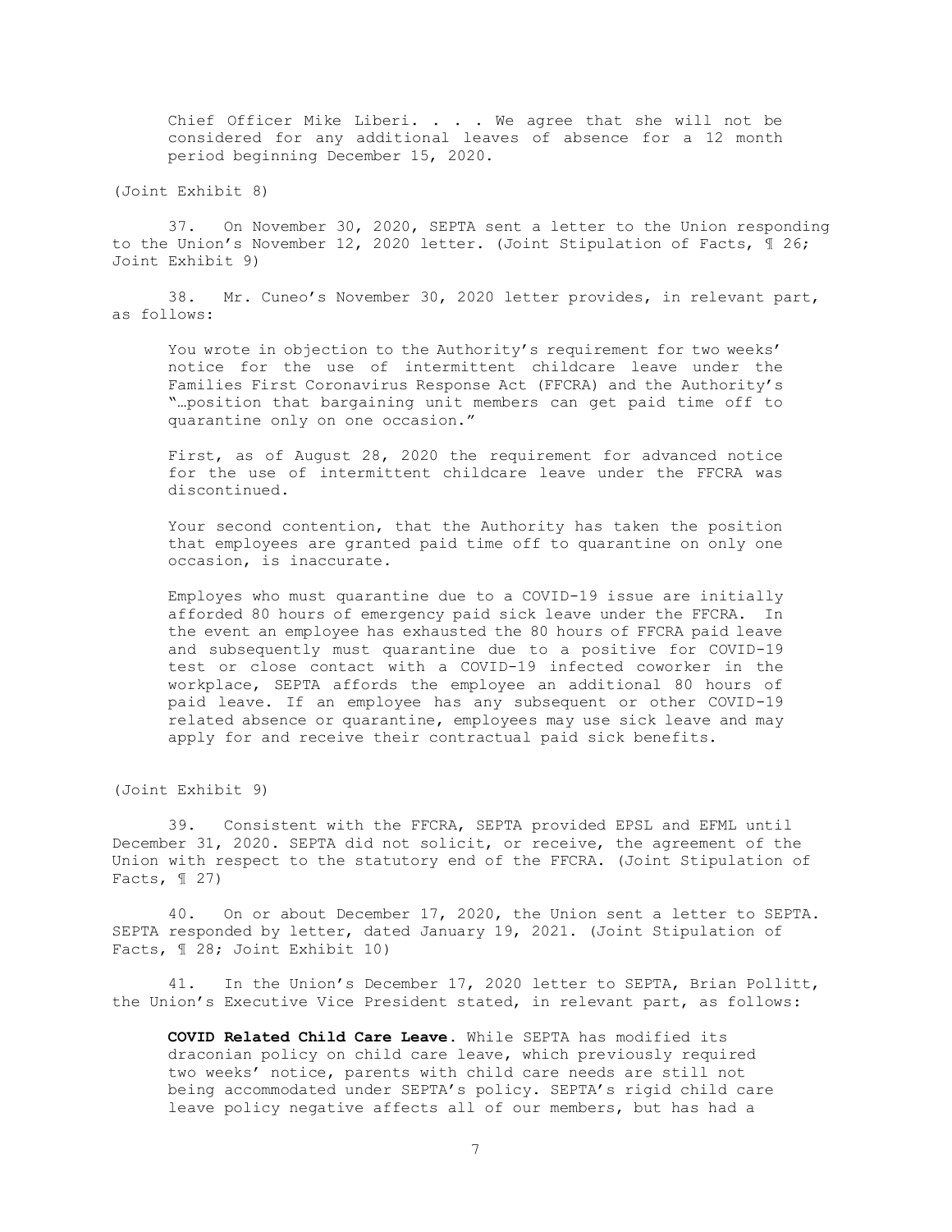> Chief Officer Mike Liberi. . . . We agree that she will not be considered for any additional leaves of absence for a 12 month period beginning December 15, 2020.

(Joint Exhibit 8)

37. On November 30, 2020, SEPTA sent a letter to the Union responding to the Union's November 12, 2020 letter. (Joint Stipulation of Facts, ¶ 26; Joint Exhibit 9)

38. Mr. Cuneo's November 30, 2020 letter provides, in relevant part, as follows:

> You wrote in objection to the Authority's requirement for two weeks' notice for the use of intermittent childcare leave under the Families First Coronavirus Response Act (FFCRA) and the Authority's "…position that bargaining unit members can get paid time off to quarantine only on one occasion."
>
> First, as of August 28, 2020 the requirement for advanced notice for the use of intermittent childcare leave under the FFCRA was discontinued.
>
> Your second contention, that the Authority has taken the position that employees are granted paid time off to quarantine on only one occasion, is inaccurate.
>
> Employes who must quarantine due to a COVID-19 issue are initially afforded 80 hours of emergency paid sick leave under the FFCRA. In the event an employee has exhausted the 80 hours of FFCRA paid leave and subsequently must quarantine due to a positive for COVID-19 test or close contact with a COVID-19 infected coworker in the workplace, SEPTA affords the employee an additional 80 hours of paid leave. If an employee has any subsequent or other COVID-19 related absence or quarantine, employees may use sick leave and may apply for and receive their contractual paid sick benefits.

(Joint Exhibit 9)

39. Consistent with the FFCRA, SEPTA provided EPSL and EFML until December 31, 2020. SEPTA did not solicit, or receive, the agreement of the Union with respect to the statutory end of the FFCRA. (Joint Stipulation of Facts, ¶ 27)

40. On or about December 17, 2020, the Union sent a letter to SEPTA. SEPTA responded by letter, dated January 19, 2021. (Joint Stipulation of Facts, ¶ 28; Joint Exhibit 10)

41. In the Union's December 17, 2020 letter to SEPTA, Brian Pollitt, the Union's Executive Vice President stated, in relevant part, as follows:

> **COVID Related Child Care Leave.** While SEPTA has modified its draconian policy on child care leave, which previously required two weeks' notice, parents with child care needs are still not being accommodated under SEPTA's policy. SEPTA's rigid child care leave policy negative affects all of our members, but has had a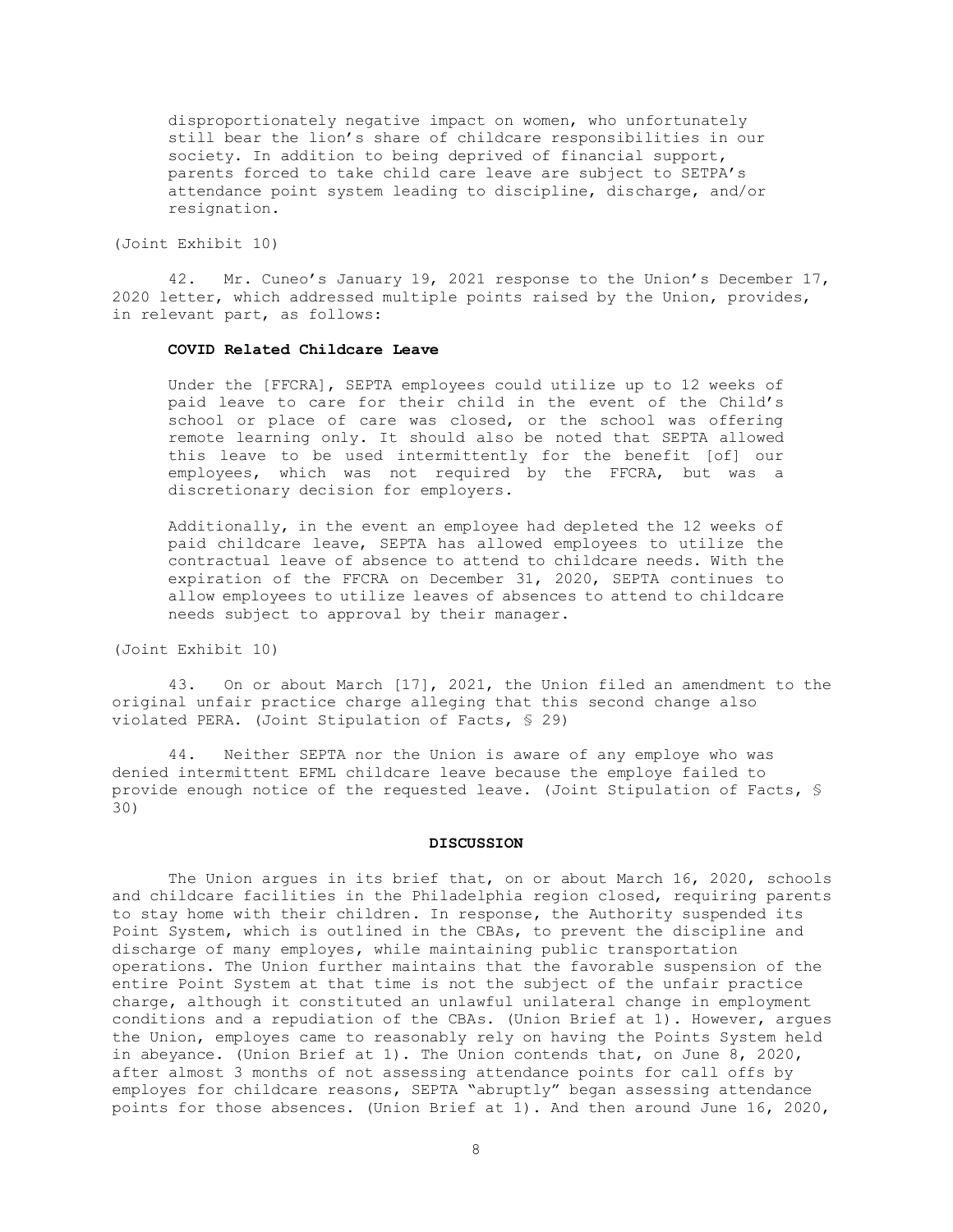> disproportionately negative impact on women, who unfortunately still bear the lion's share of childcare responsibilities in our society. In addition to being deprived of financial support, parents forced to take child care leave are subject to SETPA's attendance point system leading to discipline, discharge, and/or resignation.

(Joint Exhibit 10)

42. Mr. Cuneo's January 19, 2021 response to the Union's December 17, 2020 letter, which addressed multiple points raised by the Union, provides, in relevant part, as follows:

> **COVID Related Childcare Leave**
>
> Under the [FFCRA], SEPTA employees could utilize up to 12 weeks of paid leave to care for their child in the event of the Child's school or place of care was closed, or the school was offering remote learning only. It should also be noted that SEPTA allowed this leave to be used intermittently for the benefit [of] our employees, which was not required by the FFCRA, but was a discretionary decision for employers.
>
> Additionally, in the event an employee had depleted the 12 weeks of paid childcare leave, SEPTA has allowed employees to utilize the contractual leave of absence to attend to childcare needs. With the expiration of the FFCRA on December 31, 2020, SEPTA continues to allow employees to utilize leaves of absences to attend to childcare needs subject to approval by their manager.

(Joint Exhibit 10)

43. On or about March [17], 2021, the Union filed an amendment to the original unfair practice charge alleging that this second change also violated PERA. (Joint Stipulation of Facts, § 29)

44. Neither SEPTA nor the Union is aware of any employe who was denied intermittent EFML childcare leave because the employe failed to provide enough notice of the requested leave. (Joint Stipulation of Facts, § 30)

## DISCUSSION

The Union argues in its brief that, on or about March 16, 2020, schools and childcare facilities in the Philadelphia region closed, requiring parents to stay home with their children. In response, the Authority suspended its Point System, which is outlined in the CBAs, to prevent the discipline and discharge of many employes, while maintaining public transportation operations. The Union further maintains that the favorable suspension of the entire Point System at that time is not the subject of the unfair practice charge, although it constituted an unlawful unilateral change in employment conditions and a repudiation of the CBAs. (Union Brief at 1). However, argues the Union, employes came to reasonably rely on having the Points System held in abeyance. (Union Brief at 1). The Union contends that, on June 8, 2020, after almost 3 months of not assessing attendance points for call offs by employes for childcare reasons, SEPTA "abruptly" began assessing attendance points for those absences. (Union Brief at 1). And then around June 16, 2020,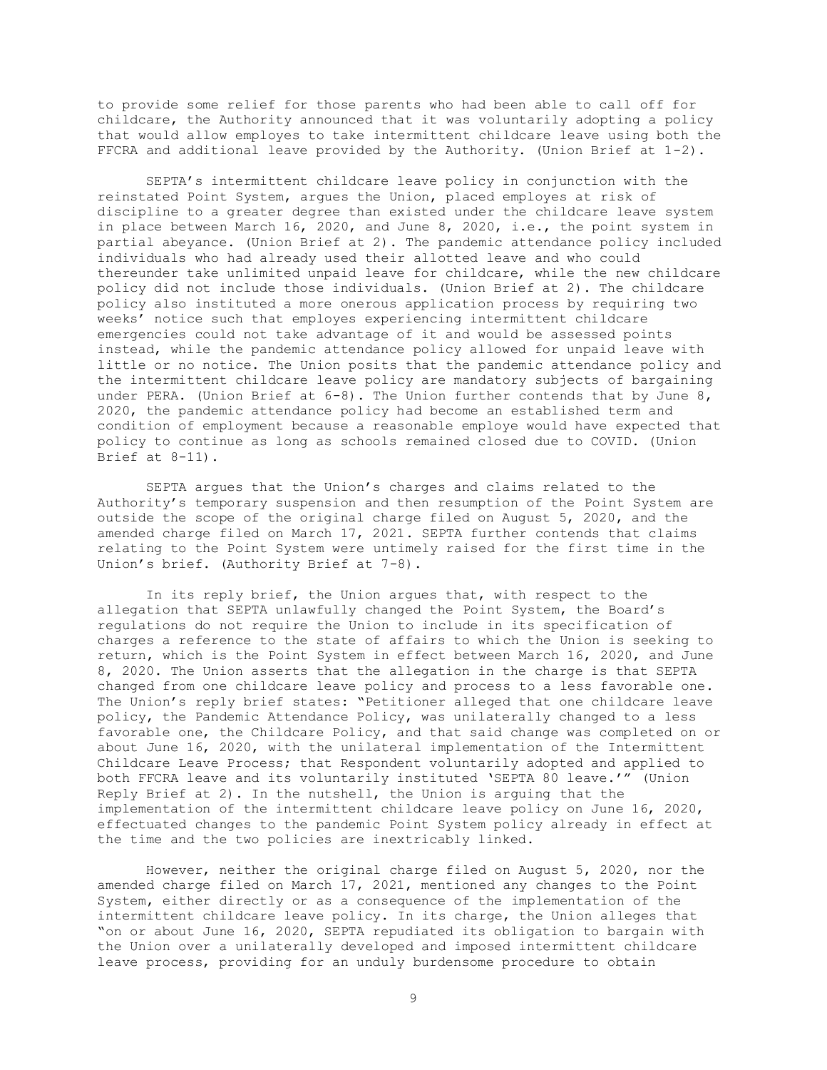to provide some relief for those parents who had been able to call off for childcare, the Authority announced that it was voluntarily adopting a policy that would allow employes to take intermittent childcare leave using both the FFCRA and additional leave provided by the Authority. (Union Brief at 1-2).

SEPTA's intermittent childcare leave policy in conjunction with the reinstated Point System, argues the Union, placed employes at risk of discipline to a greater degree than existed under the childcare leave system in place between March 16, 2020, and June 8, 2020, i.e., the point system in partial abeyance. (Union Brief at 2). The pandemic attendance policy included individuals who had already used their allotted leave and who could thereunder take unlimited unpaid leave for childcare, while the new childcare policy did not include those individuals. (Union Brief at 2). The childcare policy also instituted a more onerous application process by requiring two weeks' notice such that employes experiencing intermittent childcare emergencies could not take advantage of it and would be assessed points instead, while the pandemic attendance policy allowed for unpaid leave with little or no notice. The Union posits that the pandemic attendance policy and the intermittent childcare leave policy are mandatory subjects of bargaining under PERA. (Union Brief at 6-8). The Union further contends that by June 8, 2020, the pandemic attendance policy had become an established term and condition of employment because a reasonable employe would have expected that policy to continue as long as schools remained closed due to COVID. (Union Brief at 8-11).

SEPTA argues that the Union's charges and claims related to the Authority's temporary suspension and then resumption of the Point System are outside the scope of the original charge filed on August 5, 2020, and the amended charge filed on March 17, 2021. SEPTA further contends that claims relating to the Point System were untimely raised for the first time in the Union's brief. (Authority Brief at 7-8).

In its reply brief, the Union argues that, with respect to the allegation that SEPTA unlawfully changed the Point System, the Board's regulations do not require the Union to include in its specification of charges a reference to the state of affairs to which the Union is seeking to return, which is the Point System in effect between March 16, 2020, and June 8, 2020. The Union asserts that the allegation in the charge is that SEPTA changed from one childcare leave policy and process to a less favorable one. The Union's reply brief states: "Petitioner alleged that one childcare leave policy, the Pandemic Attendance Policy, was unilaterally changed to a less favorable one, the Childcare Policy, and that said change was completed on or about June 16, 2020, with the unilateral implementation of the Intermittent Childcare Leave Process; that Respondent voluntarily adopted and applied to both FFCRA leave and its voluntarily instituted 'SEPTA 80 leave.'" (Union Reply Brief at 2). In the nutshell, the Union is arguing that the implementation of the intermittent childcare leave policy on June 16, 2020, effectuated changes to the pandemic Point System policy already in effect at the time and the two policies are inextricably linked.

However, neither the original charge filed on August 5, 2020, nor the amended charge filed on March 17, 2021, mentioned any changes to the Point System, either directly or as a consequence of the implementation of the intermittent childcare leave policy. In its charge, the Union alleges that "on or about June 16, 2020, SEPTA repudiated its obligation to bargain with the Union over a unilaterally developed and imposed intermittent childcare leave process, providing for an unduly burdensome procedure to obtain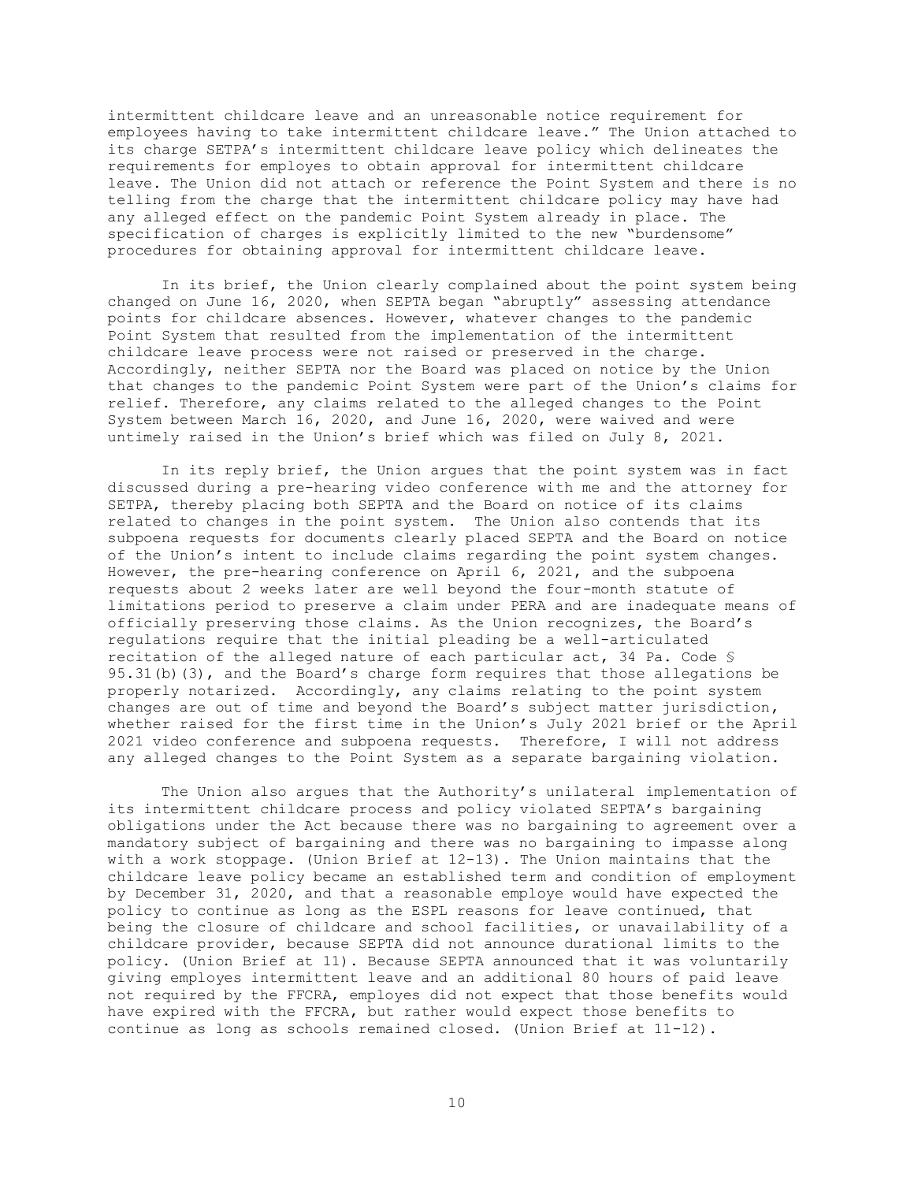intermittent childcare leave and an unreasonable notice requirement for employees having to take intermittent childcare leave." The Union attached to its charge SETPA's intermittent childcare leave policy which delineates the requirements for employes to obtain approval for intermittent childcare leave. The Union did not attach or reference the Point System and there is no telling from the charge that the intermittent childcare policy may have had any alleged effect on the pandemic Point System already in place. The specification of charges is explicitly limited to the new "burdensome" procedures for obtaining approval for intermittent childcare leave.

In its brief, the Union clearly complained about the point system being changed on June 16, 2020, when SEPTA began "abruptly" assessing attendance points for childcare absences. However, whatever changes to the pandemic Point System that resulted from the implementation of the intermittent childcare leave process were not raised or preserved in the charge. Accordingly, neither SEPTA nor the Board was placed on notice by the Union that changes to the pandemic Point System were part of the Union's claims for relief. Therefore, any claims related to the alleged changes to the Point System between March 16, 2020, and June 16, 2020, were waived and were untimely raised in the Union's brief which was filed on July 8, 2021.

In its reply brief, the Union argues that the point system was in fact discussed during a pre-hearing video conference with me and the attorney for SETPA, thereby placing both SEPTA and the Board on notice of its claims related to changes in the point system. The Union also contends that its subpoena requests for documents clearly placed SEPTA and the Board on notice of the Union's intent to include claims regarding the point system changes. However, the pre-hearing conference on April 6, 2021, and the subpoena requests about 2 weeks later are well beyond the four-month statute of limitations period to preserve a claim under PERA and are inadequate means of officially preserving those claims. As the Union recognizes, the Board's regulations require that the initial pleading be a well-articulated recitation of the alleged nature of each particular act, 34 Pa. Code § 95.31(b)(3), and the Board's charge form requires that those allegations be properly notarized. Accordingly, any claims relating to the point system changes are out of time and beyond the Board's subject matter jurisdiction, whether raised for the first time in the Union's July 2021 brief or the April 2021 video conference and subpoena requests. Therefore, I will not address any alleged changes to the Point System as a separate bargaining violation.

The Union also argues that the Authority's unilateral implementation of its intermittent childcare process and policy violated SEPTA's bargaining obligations under the Act because there was no bargaining to agreement over a mandatory subject of bargaining and there was no bargaining to impasse along with a work stoppage. (Union Brief at 12-13). The Union maintains that the childcare leave policy became an established term and condition of employment by December 31, 2020, and that a reasonable employe would have expected the policy to continue as long as the ESPL reasons for leave continued, that being the closure of childcare and school facilities, or unavailability of a childcare provider, because SEPTA did not announce durational limits to the policy. (Union Brief at 11). Because SEPTA announced that it was voluntarily giving employes intermittent leave and an additional 80 hours of paid leave not required by the FFCRA, employes did not expect that those benefits would have expired with the FFCRA, but rather would expect those benefits to continue as long as schools remained closed. (Union Brief at 11-12).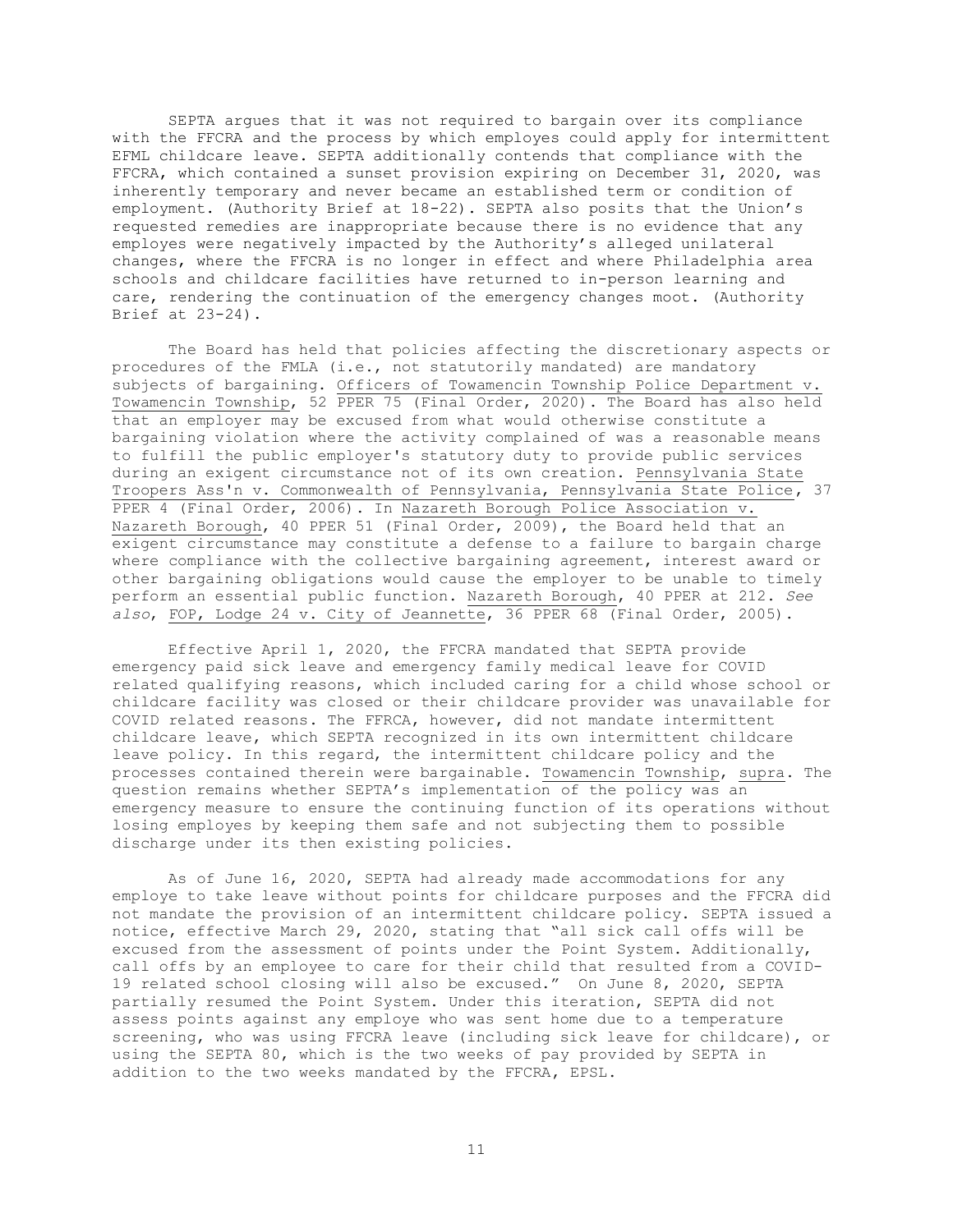SEPTA argues that it was not required to bargain over its compliance with the FFCRA and the process by which employes could apply for intermittent EFML childcare leave. SEPTA additionally contends that compliance with the FFCRA, which contained a sunset provision expiring on December 31, 2020, was inherently temporary and never became an established term or condition of employment. (Authority Brief at 18-22). SEPTA also posits that the Union's requested remedies are inappropriate because there is no evidence that any employes were negatively impacted by the Authority's alleged unilateral changes, where the FFCRA is no longer in effect and where Philadelphia area schools and childcare facilities have returned to in-person learning and care, rendering the continuation of the emergency changes moot. (Authority Brief at 23-24).

The Board has held that policies affecting the discretionary aspects or procedures of the FMLA (i.e., not statutorily mandated) are mandatory subjects of bargaining. Officers of Towamencin Township Police Department v. Towamencin Township, 52 PPER 75 (Final Order, 2020). The Board has also held that an employer may be excused from what would otherwise constitute a bargaining violation where the activity complained of was a reasonable means to fulfill the public employer's statutory duty to provide public services during an exigent circumstance not of its own creation. Pennsylvania State Troopers Ass'n v. Commonwealth of Pennsylvania, Pennsylvania State Police, 37 PPER 4 (Final Order, 2006). In Nazareth Borough Police Association v. Nazareth Borough, 40 PPER 51 (Final Order, 2009), the Board held that an exigent circumstance may constitute a defense to a failure to bargain charge where compliance with the collective bargaining agreement, interest award or other bargaining obligations would cause the employer to be unable to timely perform an essential public function. Nazareth Borough, 40 PPER at 212. *See also*, FOP, Lodge 24 v. City of Jeannette, 36 PPER 68 (Final Order, 2005).

Effective April 1, 2020, the FFCRA mandated that SEPTA provide emergency paid sick leave and emergency family medical leave for COVID related qualifying reasons, which included caring for a child whose school or childcare facility was closed or their childcare provider was unavailable for COVID related reasons. The FFRCA, however, did not mandate intermittent childcare leave, which SEPTA recognized in its own intermittent childcare leave policy. In this regard, the intermittent childcare policy and the processes contained therein were bargainable. Towamencin Township, supra. The question remains whether SEPTA's implementation of the policy was an emergency measure to ensure the continuing function of its operations without losing employes by keeping them safe and not subjecting them to possible discharge under its then existing policies.

As of June 16, 2020, SEPTA had already made accommodations for any employe to take leave without points for childcare purposes and the FFCRA did not mandate the provision of an intermittent childcare policy. SEPTA issued a notice, effective March 29, 2020, stating that "all sick call offs will be excused from the assessment of points under the Point System. Additionally, call offs by an employee to care for their child that resulted from a COVID-19 related school closing will also be excused." On June 8, 2020, SEPTA partially resumed the Point System. Under this iteration, SEPTA did not assess points against any employe who was sent home due to a temperature screening, who was using FFCRA leave (including sick leave for childcare), or using the SEPTA 80, which is the two weeks of pay provided by SEPTA in addition to the two weeks mandated by the FFCRA, EPSL.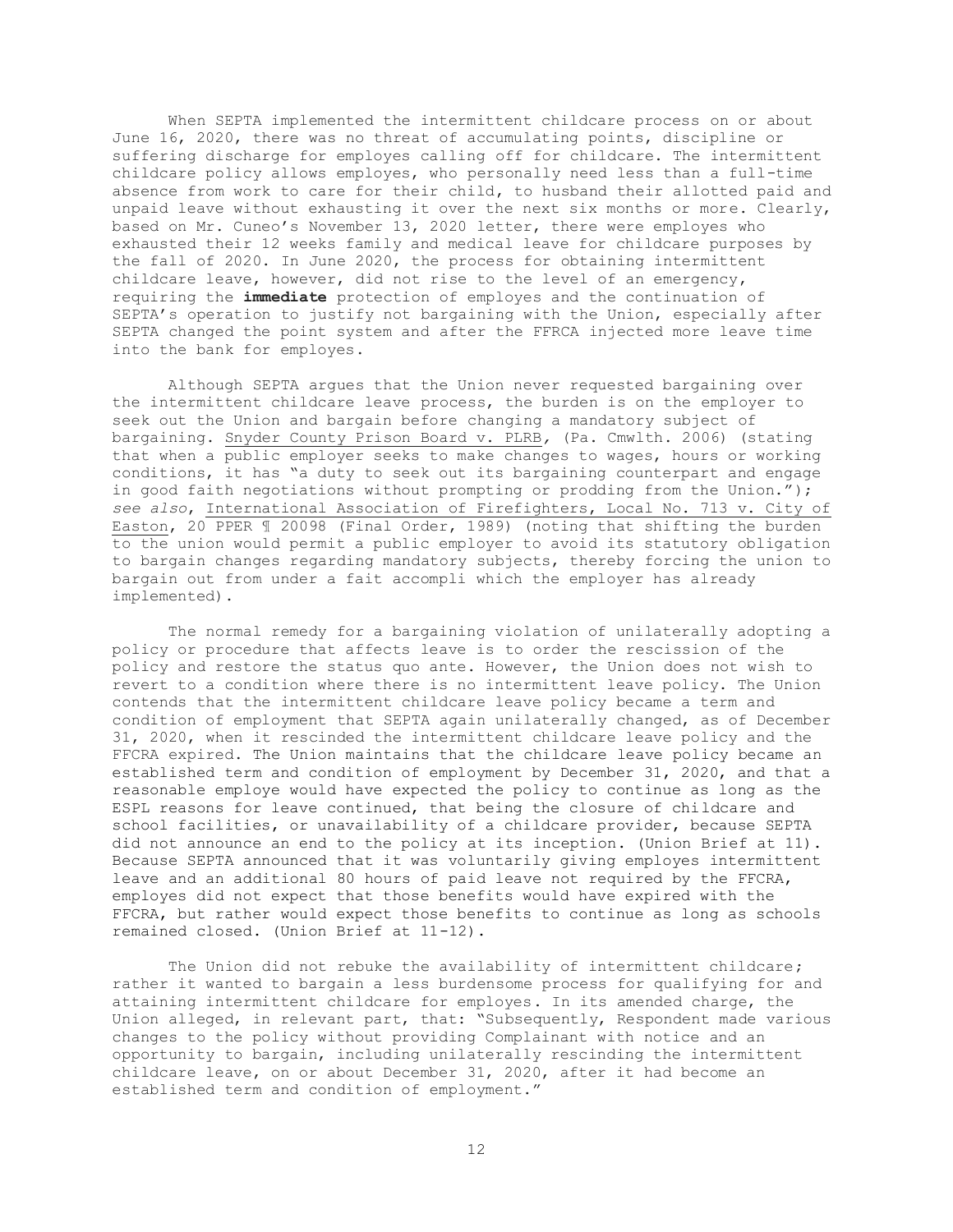When SEPTA implemented the intermittent childcare process on or about June 16, 2020, there was no threat of accumulating points, discipline or suffering discharge for employes calling off for childcare. The intermittent childcare policy allows employes, who personally need less than a full-time absence from work to care for their child, to husband their allotted paid and unpaid leave without exhausting it over the next six months or more. Clearly, based on Mr. Cuneo's November 13, 2020 letter, there were employes who exhausted their 12 weeks family and medical leave for childcare purposes by the fall of 2020. In June 2020, the process for obtaining intermittent childcare leave, however, did not rise to the level of an emergency, requiring the **immediate** protection of employes and the continuation of SEPTA's operation to justify not bargaining with the Union, especially after SEPTA changed the point system and after the FFRCA injected more leave time into the bank for employes.

Although SEPTA argues that the Union never requested bargaining over the intermittent childcare leave process, the burden is on the employer to seek out the Union and bargain before changing a mandatory subject of bargaining. Snyder County Prison Board v. PLRB, (Pa. Cmwlth. 2006) (stating that when a public employer seeks to make changes to wages, hours or working conditions, it has "a duty to seek out its bargaining counterpart and engage in good faith negotiations without prompting or prodding from the Union."); *see also*, International Association of Firefighters, Local No. 713 v. City of Easton, 20 PPER ¶ 20098 (Final Order, 1989) (noting that shifting the burden to the union would permit a public employer to avoid its statutory obligation to bargain changes regarding mandatory subjects, thereby forcing the union to bargain out from under a fait accompli which the employer has already implemented).

The normal remedy for a bargaining violation of unilaterally adopting a policy or procedure that affects leave is to order the rescission of the policy and restore the status quo ante. However, the Union does not wish to revert to a condition where there is no intermittent leave policy. The Union contends that the intermittent childcare leave policy became a term and condition of employment that SEPTA again unilaterally changed, as of December 31, 2020, when it rescinded the intermittent childcare leave policy and the FFCRA expired. The Union maintains that the childcare leave policy became an established term and condition of employment by December 31, 2020, and that a reasonable employe would have expected the policy to continue as long as the ESPL reasons for leave continued, that being the closure of childcare and school facilities, or unavailability of a childcare provider, because SEPTA did not announce an end to the policy at its inception. (Union Brief at 11). Because SEPTA announced that it was voluntarily giving employes intermittent leave and an additional 80 hours of paid leave not required by the FFCRA, employes did not expect that those benefits would have expired with the FFCRA, but rather would expect those benefits to continue as long as schools remained closed. (Union Brief at 11-12).

The Union did not rebuke the availability of intermittent childcare; rather it wanted to bargain a less burdensome process for qualifying for and attaining intermittent childcare for employes. In its amended charge, the Union alleged, in relevant part, that: "Subsequently, Respondent made various changes to the policy without providing Complainant with notice and an opportunity to bargain, including unilaterally rescinding the intermittent childcare leave, on or about December 31, 2020, after it had become an established term and condition of employment."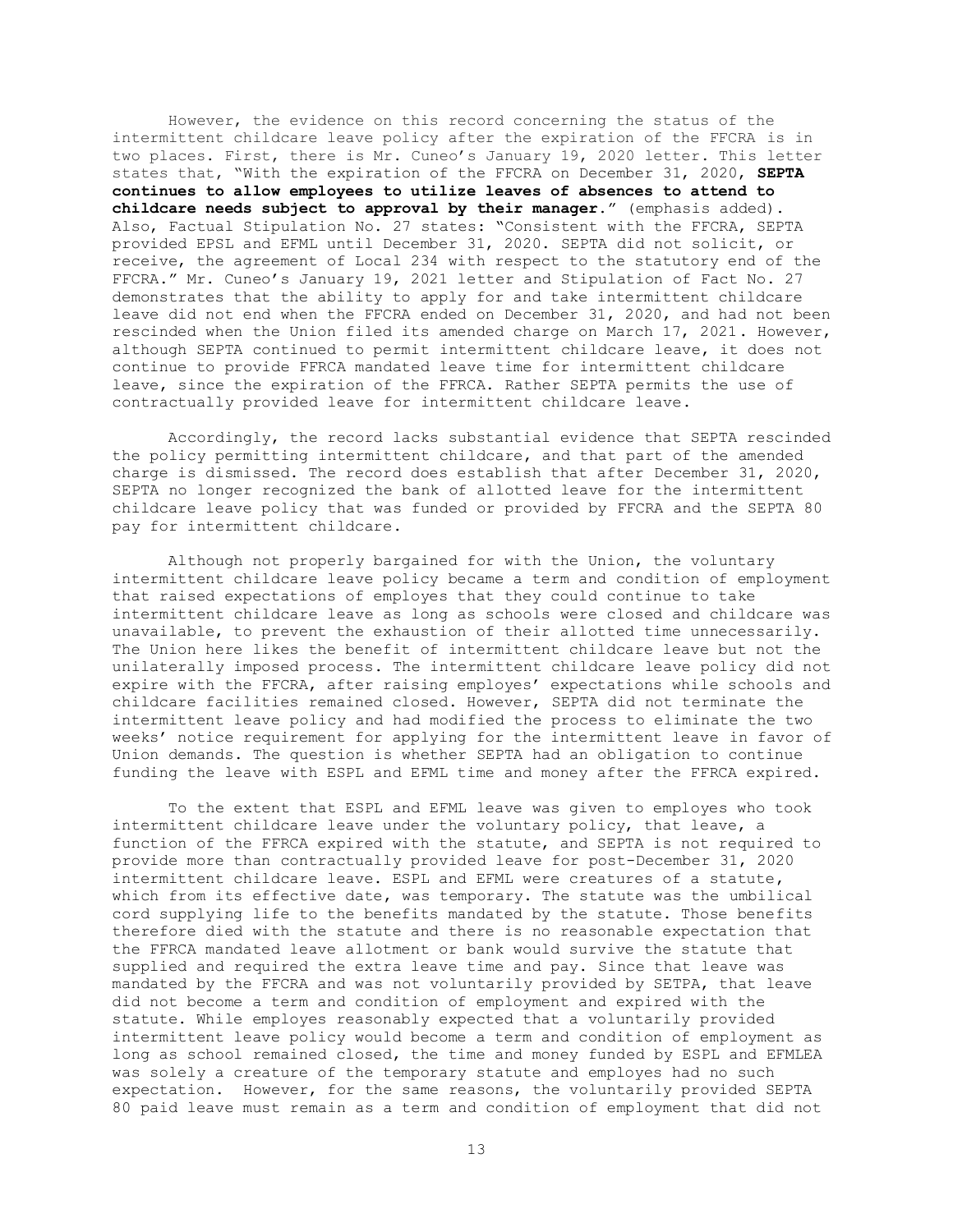However, the evidence on this record concerning the status of the intermittent childcare leave policy after the expiration of the FFCRA is in two places. First, there is Mr. Cuneo's January 19, 2020 letter. This letter states that, "With the expiration of the FFCRA on December 31, 2020, **SEPTA continues to allow employees to utilize leaves of absences to attend to childcare needs subject to approval by their manager.**" (emphasis added). Also, Factual Stipulation No. 27 states: "Consistent with the FFCRA, SEPTA provided EPSL and EFML until December 31, 2020. SEPTA did not solicit, or receive, the agreement of Local 234 with respect to the statutory end of the FFCRA." Mr. Cuneo's January 19, 2021 letter and Stipulation of Fact No. 27 demonstrates that the ability to apply for and take intermittent childcare leave did not end when the FFCRA ended on December 31, 2020, and had not been rescinded when the Union filed its amended charge on March 17, 2021. However, although SEPTA continued to permit intermittent childcare leave, it does not continue to provide FFRCA mandated leave time for intermittent childcare leave, since the expiration of the FFRCA. Rather SEPTA permits the use of contractually provided leave for intermittent childcare leave.

Accordingly, the record lacks substantial evidence that SEPTA rescinded the policy permitting intermittent childcare, and that part of the amended charge is dismissed. The record does establish that after December 31, 2020, SEPTA no longer recognized the bank of allotted leave for the intermittent childcare leave policy that was funded or provided by FFCRA and the SEPTA 80 pay for intermittent childcare.

Although not properly bargained for with the Union, the voluntary intermittent childcare leave policy became a term and condition of employment that raised expectations of employes that they could continue to take intermittent childcare leave as long as schools were closed and childcare was unavailable, to prevent the exhaustion of their allotted time unnecessarily. The Union here likes the benefit of intermittent childcare leave but not the unilaterally imposed process. The intermittent childcare leave policy did not expire with the FFCRA, after raising employes' expectations while schools and childcare facilities remained closed. However, SEPTA did not terminate the intermittent leave policy and had modified the process to eliminate the two weeks' notice requirement for applying for the intermittent leave in favor of Union demands. The question is whether SEPTA had an obligation to continue funding the leave with ESPL and EFML time and money after the FFRCA expired.

To the extent that ESPL and EFML leave was given to employes who took intermittent childcare leave under the voluntary policy, that leave, a function of the FFRCA expired with the statute, and SEPTA is not required to provide more than contractually provided leave for post-December 31, 2020 intermittent childcare leave. ESPL and EFML were creatures of a statute, which from its effective date, was temporary. The statute was the umbilical cord supplying life to the benefits mandated by the statute. Those benefits therefore died with the statute and there is no reasonable expectation that the FFRCA mandated leave allotment or bank would survive the statute that supplied and required the extra leave time and pay. Since that leave was mandated by the FFCRA and was not voluntarily provided by SETPA, that leave did not become a term and condition of employment and expired with the statute. While employes reasonably expected that a voluntarily provided intermittent leave policy would become a term and condition of employment as long as school remained closed, the time and money funded by ESPL and EFMLEA was solely a creature of the temporary statute and employes had no such expectation. However, for the same reasons, the voluntarily provided SEPTA 80 paid leave must remain as a term and condition of employment that did not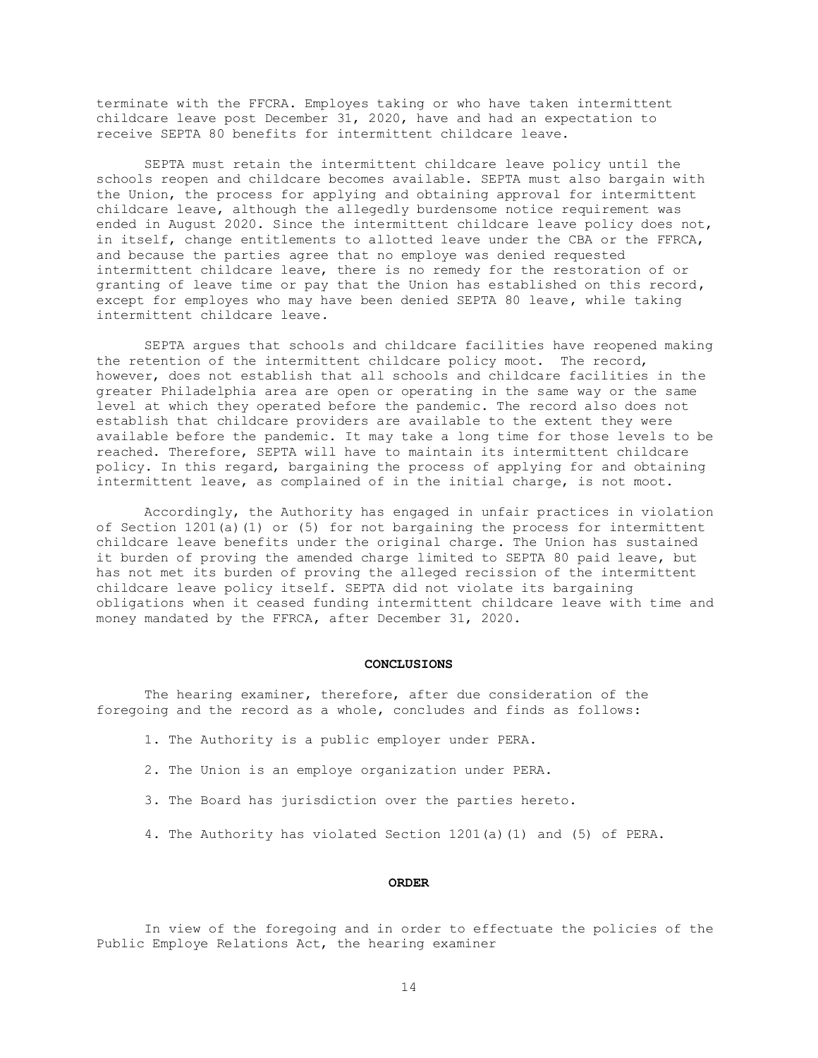terminate with the FFCRA. Employes taking or who have taken intermittent childcare leave post December 31, 2020, have and had an expectation to receive SEPTA 80 benefits for intermittent childcare leave.

SEPTA must retain the intermittent childcare leave policy until the schools reopen and childcare becomes available. SEPTA must also bargain with the Union, the process for applying and obtaining approval for intermittent childcare leave, although the allegedly burdensome notice requirement was ended in August 2020. Since the intermittent childcare leave policy does not, in itself, change entitlements to allotted leave under the CBA or the FFRCA, and because the parties agree that no employe was denied requested intermittent childcare leave, there is no remedy for the restoration of or granting of leave time or pay that the Union has established on this record, except for employes who may have been denied SEPTA 80 leave, while taking intermittent childcare leave.

SEPTA argues that schools and childcare facilities have reopened making the retention of the intermittent childcare policy moot. The record, however, does not establish that all schools and childcare facilities in the greater Philadelphia area are open or operating in the same way or the same level at which they operated before the pandemic. The record also does not establish that childcare providers are available to the extent they were available before the pandemic. It may take a long time for those levels to be reached. Therefore, SEPTA will have to maintain its intermittent childcare policy. In this regard, bargaining the process of applying for and obtaining intermittent leave, as complained of in the initial charge, is not moot.

Accordingly, the Authority has engaged in unfair practices in violation of Section 1201(a)(1) or (5) for not bargaining the process for intermittent childcare leave benefits under the original charge. The Union has sustained it burden of proving the amended charge limited to SEPTA 80 paid leave, but has not met its burden of proving the alleged recission of the intermittent childcare leave policy itself. SEPTA did not violate its bargaining obligations when it ceased funding intermittent childcare leave with time and money mandated by the FFRCA, after December 31, 2020.

## CONCLUSIONS

The hearing examiner, therefore, after due consideration of the foregoing and the record as a whole, concludes and finds as follows:

1. The Authority is a public employer under PERA.

2. The Union is an employe organization under PERA.

3. The Board has jurisdiction over the parties hereto.

4. The Authority has violated Section 1201(a)(1) and (5) of PERA.

## ORDER

In view of the foregoing and in order to effectuate the policies of the Public Employe Relations Act, the hearing examiner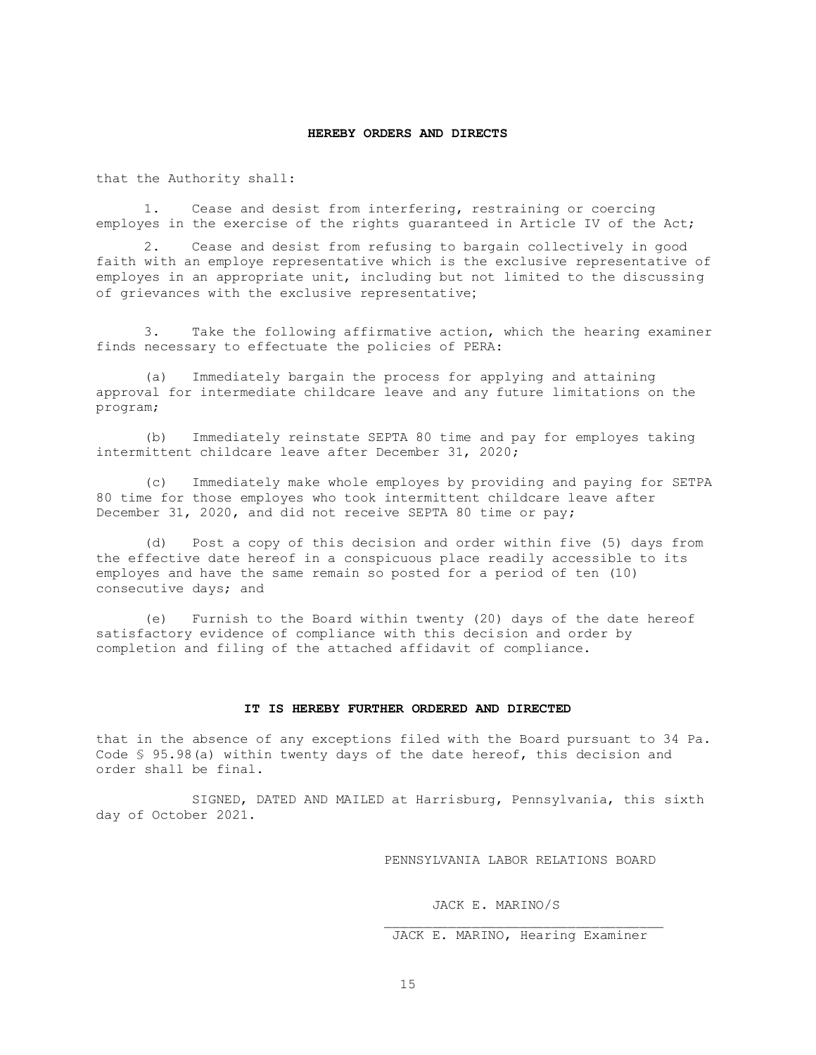**HEREBY ORDERS AND DIRECTS**

that the Authority shall:

1. Cease and desist from interfering, restraining or coercing employes in the exercise of the rights guaranteed in Article IV of the Act;

2. Cease and desist from refusing to bargain collectively in good faith with an employe representative which is the exclusive representative of employes in an appropriate unit, including but not limited to the discussing of grievances with the exclusive representative;

3. Take the following affirmative action, which the hearing examiner finds necessary to effectuate the policies of PERA:

(a) Immediately bargain the process for applying and attaining approval for intermediate childcare leave and any future limitations on the program;

(b) Immediately reinstate SEPTA 80 time and pay for employes taking intermittent childcare leave after December 31, 2020;

(c) Immediately make whole employes by providing and paying for SETPA 80 time for those employes who took intermittent childcare leave after December 31, 2020, and did not receive SEPTA 80 time or pay;

(d) Post a copy of this decision and order within five (5) days from the effective date hereof in a conspicuous place readily accessible to its employes and have the same remain so posted for a period of ten (10) consecutive days; and

(e) Furnish to the Board within twenty (20) days of the date hereof satisfactory evidence of compliance with this decision and order by completion and filing of the attached affidavit of compliance.

**IT IS HEREBY FURTHER ORDERED AND DIRECTED**

that in the absence of any exceptions filed with the Board pursuant to 34 Pa. Code § 95.98(a) within twenty days of the date hereof, this decision and order shall be final.

SIGNED, DATED AND MAILED at Harrisburg, Pennsylvania, this sixth day of October 2021.

PENNSYLVANIA LABOR RELATIONS BOARD

JACK E. MARINO/S

JACK E. MARINO, Hearing Examiner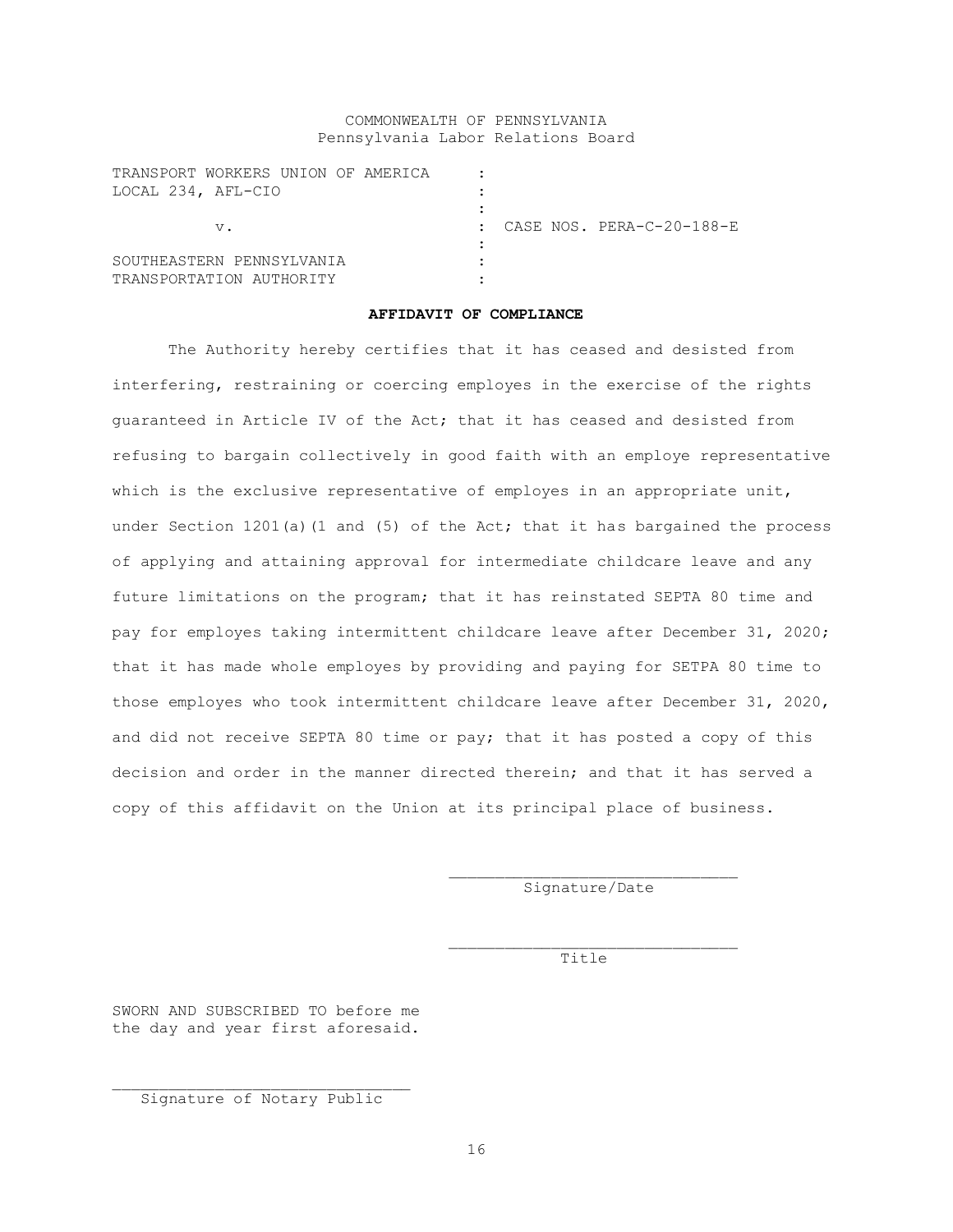COMMONWEALTH OF PENNSYLVANIA
Pennsylvania Labor Relations Board

| | | |
|---|---|---|
| TRANSPORT WORKERS UNION OF AMERICA LOCAL 234, AFL-CIO | : | |
| v. | : | CASE NOS. PERA-C-20-188-E |
| SOUTHEASTERN PENNSYLVANIA TRANSPORTATION AUTHORITY | : | |

**AFFIDAVIT OF COMPLIANCE**

The Authority hereby certifies that it has ceased and desisted from interfering, restraining or coercing employes in the exercise of the rights guaranteed in Article IV of the Act; that it has ceased and desisted from refusing to bargain collectively in good faith with an employe representative which is the exclusive representative of employes in an appropriate unit, under Section 1201(a)(1 and (5) of the Act; that it has bargained the process of applying and attaining approval for intermediate childcare leave and any future limitations on the program; that it has reinstated SEPTA 80 time and pay for employes taking intermittent childcare leave after December 31, 2020; that it has made whole employes by providing and paying for SETPA 80 time to those employes who took intermittent childcare leave after December 31, 2020, and did not receive SEPTA 80 time or pay; that it has posted a copy of this decision and order in the manner directed therein; and that it has served a copy of this affidavit on the Union at its principal place of business.

_____________________________
Signature/Date

_____________________________
Title

SWORN AND SUBSCRIBED TO before me
the day and year first aforesaid.

_____________________________
Signature of Notary Public